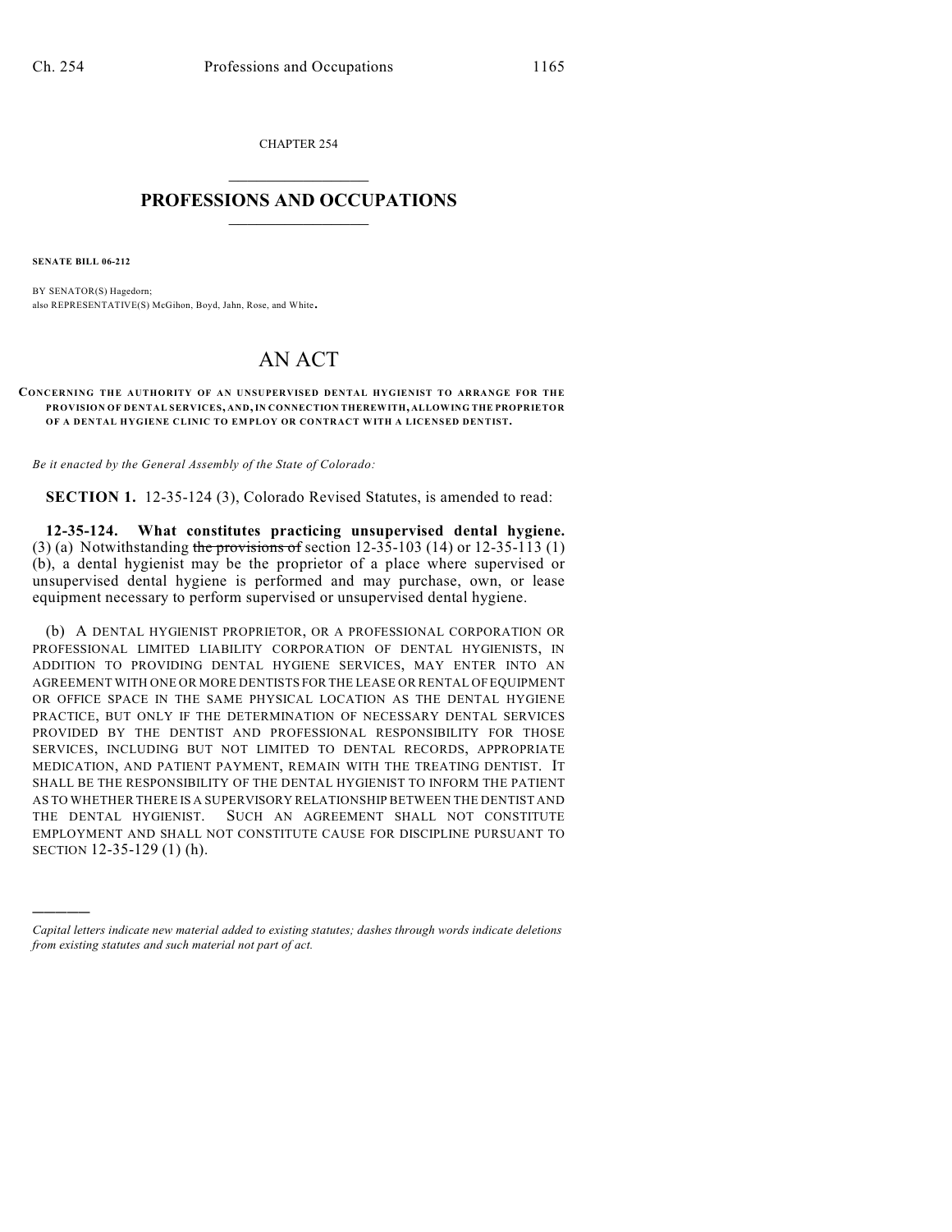CHAPTER 254

# PROFESSIONS AND OCCUPATIONS

**SENATE BILL 06-212**

BY SENATOR(S) Hagedorn;
also REPRESENTATIVE(S) McGihon, Boyd, Jahn, Rose, and White.

# AN ACT

**CONCERNING THE AUTHORITY OF AN UNSUPERVISED DENTAL HYGIENIST TO ARRANGE FOR THE PROVISION OF DENTAL SERVICES, AND, IN CONNECTION THEREWITH, ALLOWING THE PROPRIETOR OF A DENTAL HYGIENE CLINIC TO EMPLOY OR CONTRACT WITH A LICENSED DENTIST.**

*Be it enacted by the General Assembly of the State of Colorado:*

**SECTION 1.** 12-35-124 (3), Colorado Revised Statutes, is amended to read:

**12-35-124. What constitutes practicing unsupervised dental hygiene.** (3) (a) Notwithstanding ~~the provisions of~~ section 12-35-103 (14) or 12-35-113 (1) (b), a dental hygienist may be the proprietor of a place where supervised or unsupervised dental hygiene is performed and may purchase, own, or lease equipment necessary to perform supervised or unsupervised dental hygiene.

(b) A DENTAL HYGIENIST PROPRIETOR, OR A PROFESSIONAL CORPORATION OR PROFESSIONAL LIMITED LIABILITY CORPORATION OF DENTAL HYGIENISTS, IN ADDITION TO PROVIDING DENTAL HYGIENE SERVICES, MAY ENTER INTO AN AGREEMENT WITH ONE OR MORE DENTISTS FOR THE LEASE OR RENTAL OF EQUIPMENT OR OFFICE SPACE IN THE SAME PHYSICAL LOCATION AS THE DENTAL HYGIENE PRACTICE, BUT ONLY IF THE DETERMINATION OF NECESSARY DENTAL SERVICES PROVIDED BY THE DENTIST AND PROFESSIONAL RESPONSIBILITY FOR THOSE SERVICES, INCLUDING BUT NOT LIMITED TO DENTAL RECORDS, APPROPRIATE MEDICATION, AND PATIENT PAYMENT, REMAIN WITH THE TREATING DENTIST. IT SHALL BE THE RESPONSIBILITY OF THE DENTAL HYGIENIST TO INFORM THE PATIENT AS TO WHETHER THERE IS A SUPERVISORY RELATIONSHIP BETWEEN THE DENTIST AND THE DENTAL HYGIENIST. SUCH AN AGREEMENT SHALL NOT CONSTITUTE EMPLOYMENT AND SHALL NOT CONSTITUTE CAUSE FOR DISCIPLINE PURSUANT TO SECTION 12-35-129 (1) (h).

---

*Capital letters indicate new material added to existing statutes; dashes through words indicate deletions from existing statutes and such material not part of act.*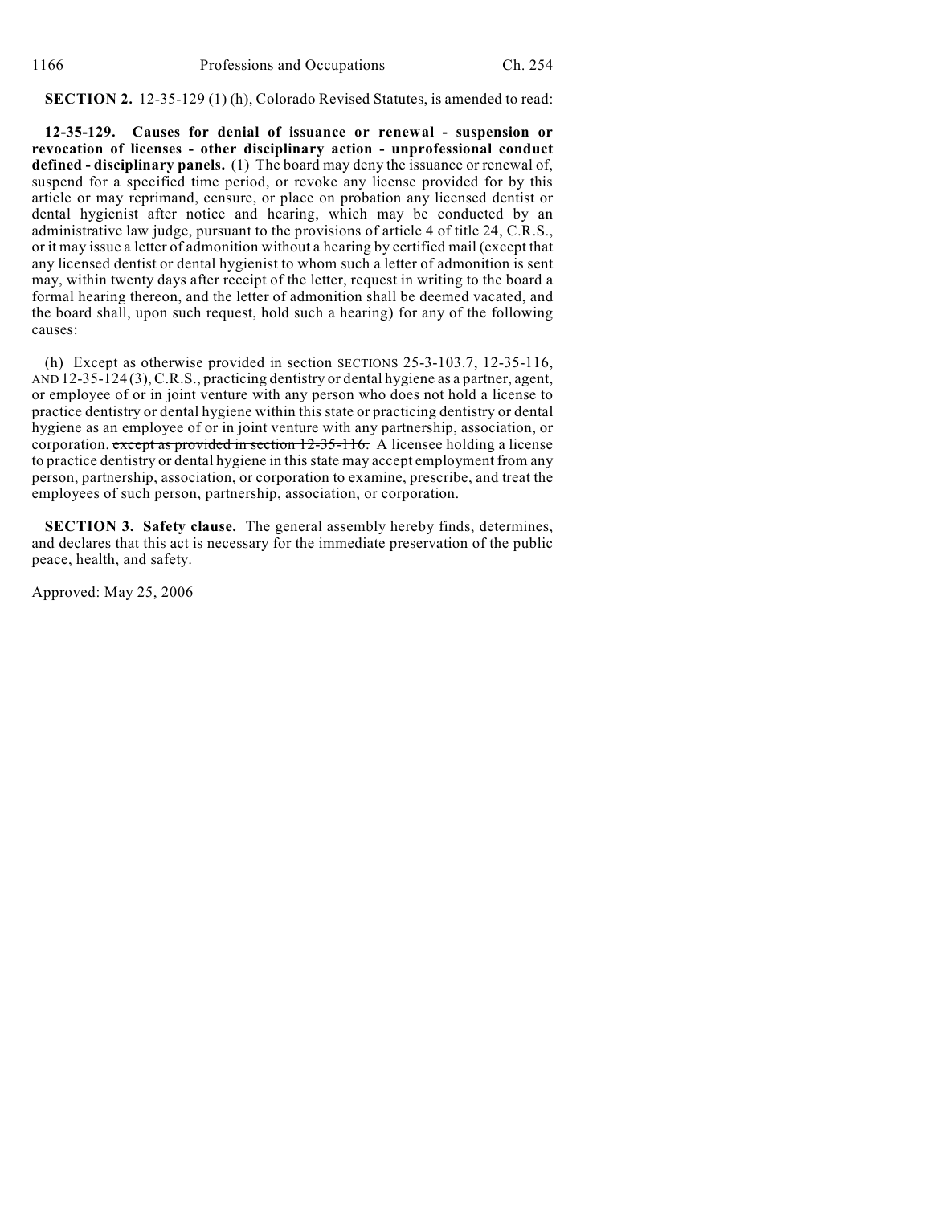**SECTION 2.** 12-35-129 (1) (h), Colorado Revised Statutes, is amended to read:

**12-35-129. Causes for denial of issuance or renewal - suspension or revocation of licenses - other disciplinary action - unprofessional conduct defined - disciplinary panels.** (1) The board may deny the issuance or renewal of, suspend for a specified time period, or revoke any license provided for by this article or may reprimand, censure, or place on probation any licensed dentist or dental hygienist after notice and hearing, which may be conducted by an administrative law judge, pursuant to the provisions of article 4 of title 24, C.R.S., or it may issue a letter of admonition without a hearing by certified mail (except that any licensed dentist or dental hygienist to whom such a letter of admonition is sent may, within twenty days after receipt of the letter, request in writing to the board a formal hearing thereon, and the letter of admonition shall be deemed vacated, and the board shall, upon such request, hold such a hearing) for any of the following causes:

(h) Except as otherwise provided in ~~section~~ SECTIONS 25-3-103.7, 12-35-116, AND 12-35-124 (3), C.R.S., practicing dentistry or dental hygiene as a partner, agent, or employee of or in joint venture with any person who does not hold a license to practice dentistry or dental hygiene within this state or practicing dentistry or dental hygiene as an employee of or in joint venture with any partnership, association, or corporation. ~~except as provided in section 12-35-116.~~ A licensee holding a license to practice dentistry or dental hygiene in this state may accept employment from any person, partnership, association, or corporation to examine, prescribe, and treat the employees of such person, partnership, association, or corporation.

**SECTION 3. Safety clause.** The general assembly hereby finds, determines, and declares that this act is necessary for the immediate preservation of the public peace, health, and safety.

Approved: May 25, 2006